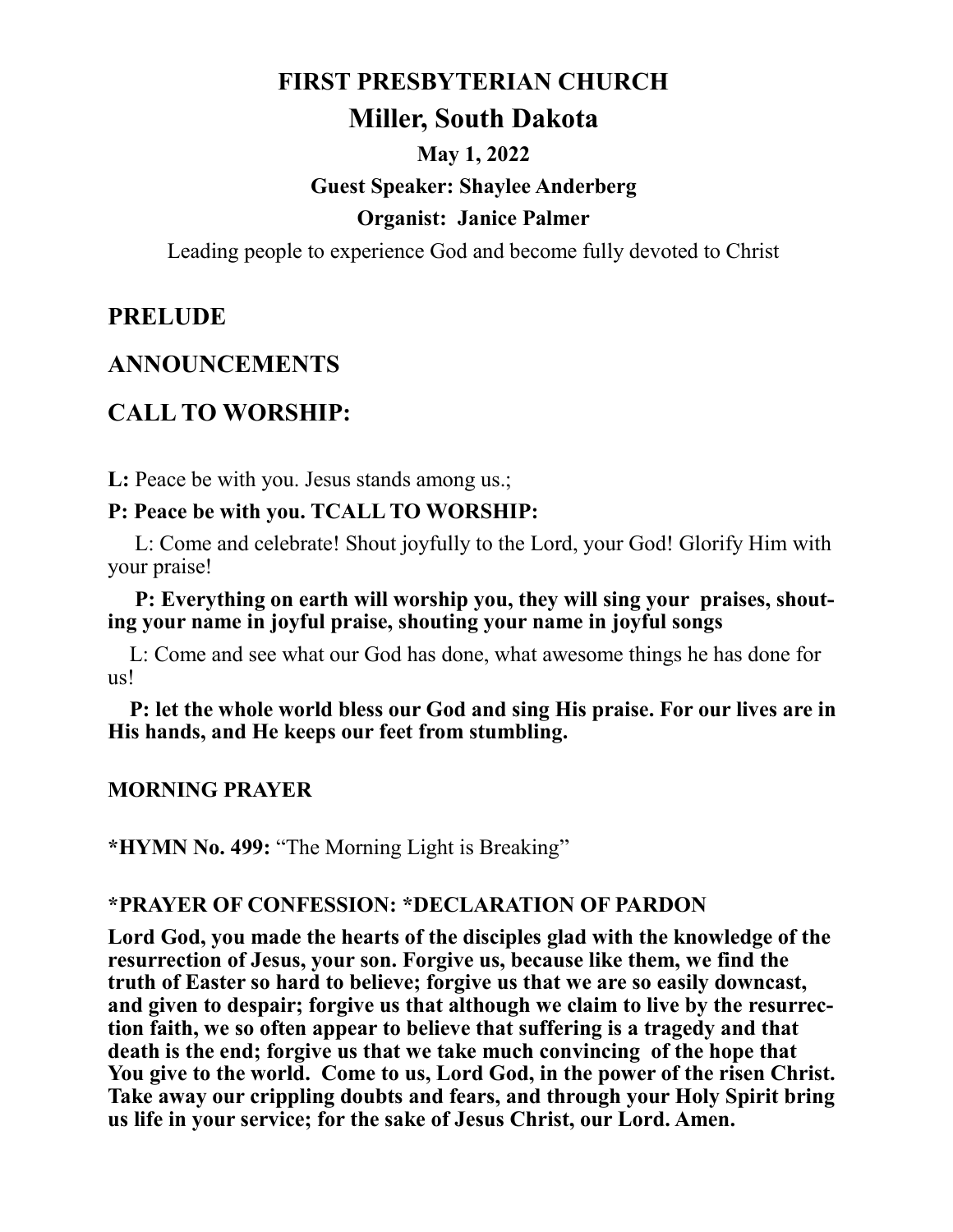# FIRST PRESBYTERIAN CHURCH

## Miller, South Dakota

**May 1, 2022**

**Guest Speaker: Shaylee Anderberg**

**Organist: Janice Palmer**

Leading people to experience God and become fully devoted to Christ

## PRELUDE

## ANNOUNCEMENTS

## CALL TO WORSHIP:

**L:** Peace be with you. Jesus stands among us.;

**P: Peace be with you. TCALL TO WORSHIP:**

L: Come and celebrate! Shout joyfully to the Lord, your God! Glorify Him with your praise!

**P: Everything on earth will worship you, they will sing your praises, shouting your name in joyful praise, shouting your name in joyful songs**

L: Come and see what our God has done, what awesome things he has done for us!

**P: let the whole world bless our God and sing His praise. For our lives are in His hands, and He keeps our feet from stumbling.**

### MORNING PRAYER

**\*HYMN No. 499:** "The Morning Light is Breaking"

### *PRAYER OF CONFESSION: *DECLARATION OF PARDON

**Lord God, you made the hearts of the disciples glad with the knowledge of the resurrection of Jesus, your son. Forgive us, because like them, we find the truth of Easter so hard to believe; forgive us that we are so easily downcast, and given to despair; forgive us that although we claim to live by the resurrection faith, we so often appear to believe that suffering is a tragedy and that death is the end; forgive us that we take much convincing of the hope that You give to the world. Come to us, Lord God, in the power of the risen Christ. Take away our crippling doubts and fears, and through your Holy Spirit bring us life in your service; for the sake of Jesus Christ, our Lord. Amen.**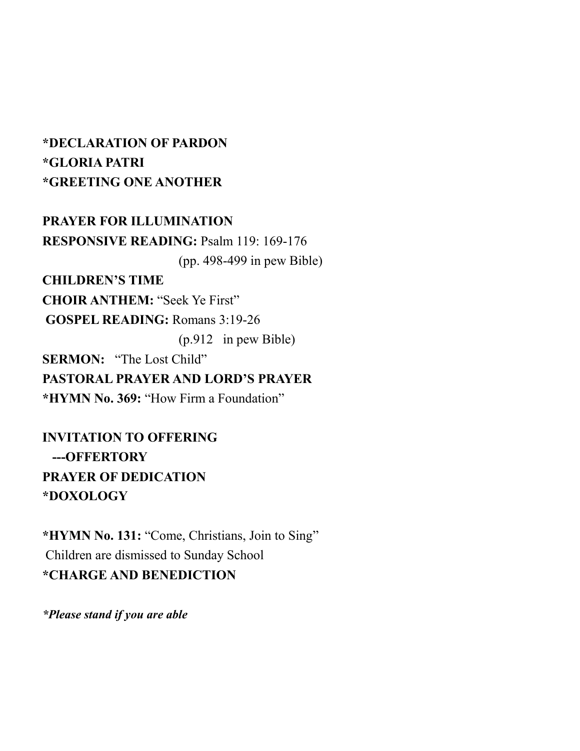**\*DECLARATION OF PARDON**
**\*GLORIA PATRI**
**\*GREETING ONE ANOTHER**

**PRAYER FOR ILLUMINATION**
**RESPONSIVE READING:** Psalm 119: 169-176
(pp. 498-499 in pew Bible)
**CHILDREN'S TIME**
**CHOIR ANTHEM:** "Seek Ye First"
**GOSPEL READING:** Romans 3:19-26
(p.912 in pew Bible)
**SERMON:** "The Lost Child"
**PASTORAL PRAYER AND LORD'S PRAYER**
**\*HYMN No. 369:** "How Firm a Foundation"

**INVITATION TO OFFERING**
**---OFFERTORY**
**PRAYER OF DEDICATION**
**\*DOXOLOGY**

**\*HYMN No. 131:** "Come, Christians, Join to Sing"
Children are dismissed to Sunday School
**\*CHARGE AND BENEDICTION**

***\*Please stand if you are able***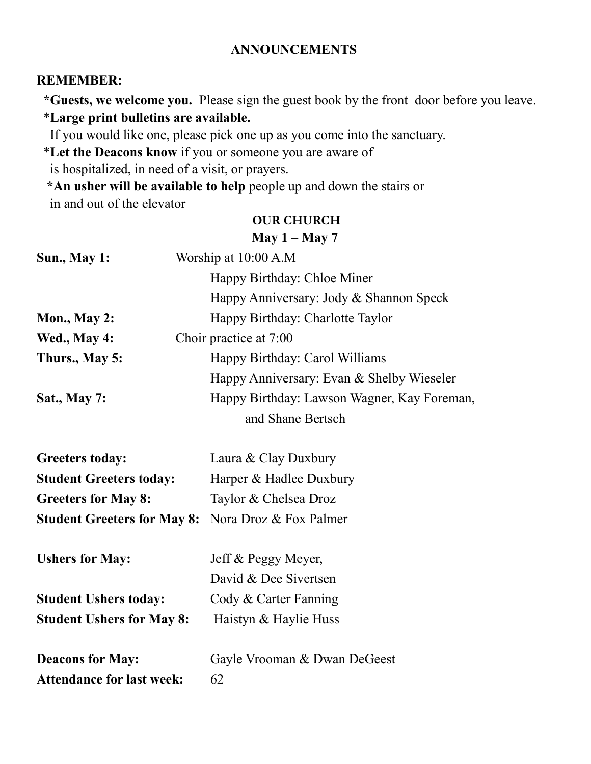## ANNOUNCEMENTS

**REMEMBER:**

- ***Guests, we welcome you.** Please sign the guest book by the front door before you leave.
- ***Large print bulletins are available.** If you would like one, please pick one up as you come into the sanctuary.
- ***Let the Deacons know** if you or someone you are aware of is hospitalized, in need of a visit, or prayers.
- ***An usher will be available to help** people up and down the stairs or in and out of the elevator

### OUR CHURCH

**May 1 – May 7**

| | |
|---|---|
| **Sun., May 1:** | Worship at 10:00 A.M |
| | Happy Birthday: Chloe Miner |
| | Happy Anniversary: Jody & Shannon Speck |
| **Mon., May 2:** | Happy Birthday: Charlotte Taylor |
| **Wed., May 4:** | Choir practice at 7:00 |
| **Thurs., May 5:** | Happy Birthday: Carol Williams |
| | Happy Anniversary: Evan & Shelby Wieseler |
| **Sat., May 7:** | Happy Birthday: Lawson Wagner, Kay Foreman, and Shane Bertsch |

| | |
|---|---|
| **Greeters today:** | Laura & Clay Duxbury |
| **Student Greeters today:** | Harper & Hadlee Duxbury |
| **Greeters for May 8:** | Taylor & Chelsea Droz |
| **Student Greeters for May 8:** | Nora Droz & Fox Palmer |
| **Ushers for May:** | Jeff & Peggy Meyer, David & Dee Sivertsen |
| **Student Ushers today:** | Cody & Carter Fanning |
| **Student Ushers for May 8:** | Haistyn & Haylie Huss |
| **Deacons for May:** | Gayle Vrooman & Dwan DeGeest |
| **Attendance for last week:** | 62 |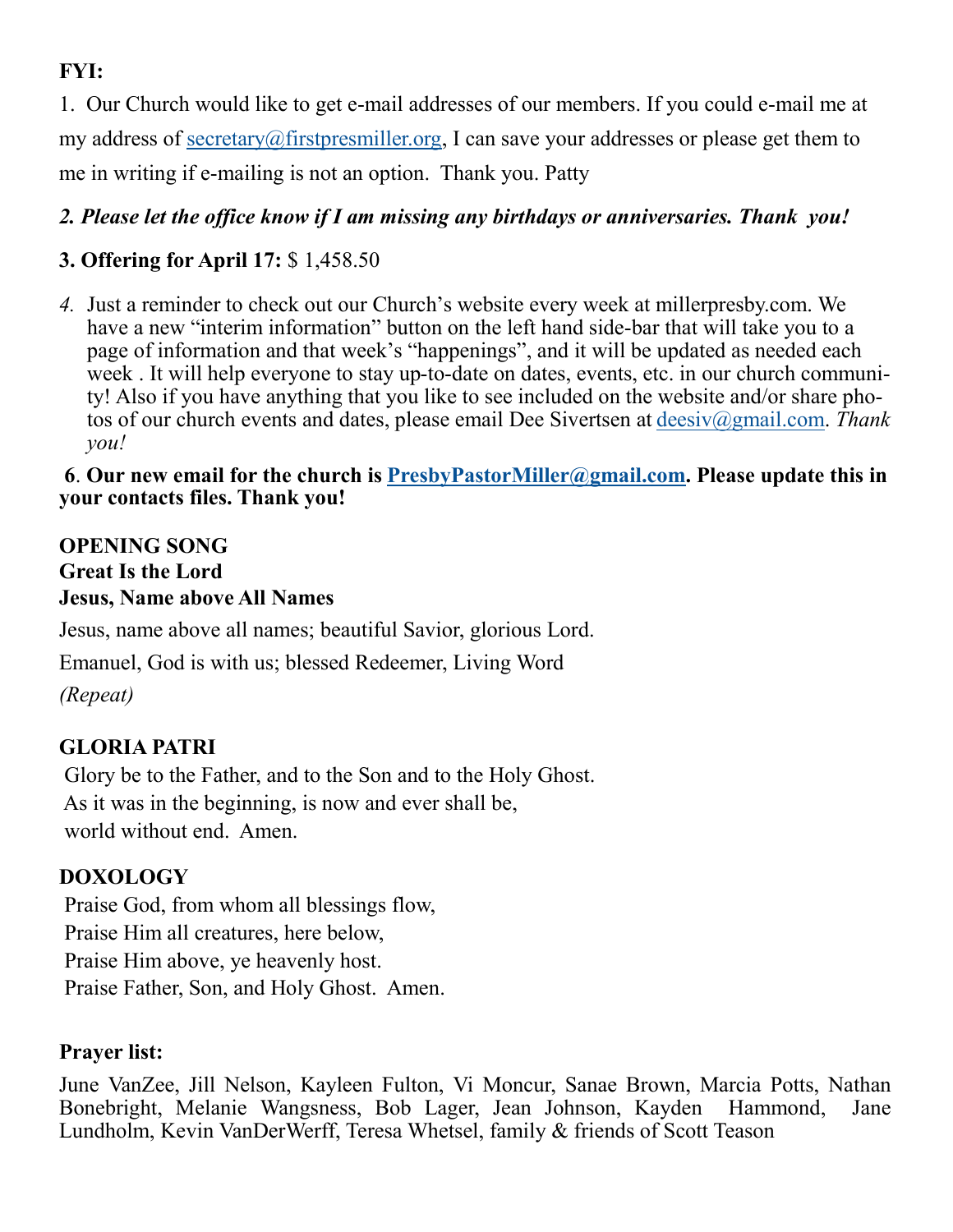**FYI:**

1. Our Church would like to get e-mail addresses of our members. If you could e-mail me at my address of secretary@firstpresmiller.org, I can save your addresses or please get them to me in writing if e-mailing is not an option. Thank you. Patty

***2. Please let the office know if I am missing any birthdays or anniversaries. Thank you!***

**3. Offering for April 17:** $ 1,458.50

*4.* Just a reminder to check out our Church's website every week at millerpresby.com. We have a new "interim information" button on the left hand side-bar that will take you to a page of information and that week's "happenings", and it will be updated as needed each week . It will help everyone to stay up-to-date on dates, events, etc. in our church community! Also if you have anything that you like to see included on the website and/or share photos of our church events and dates, please email Dee Sivertsen at deesiv@gmail.com. *Thank you!*

**6. Our new email for the church is PresbyPastorMiller@gmail.com. Please update this in your contacts files. Thank you!**

**OPENING SONG**
**Great Is the Lord**
**Jesus, Name above All Names**

Jesus, name above all names; beautiful Savior, glorious Lord.

Emanuel, God is with us; blessed Redeemer, Living Word

*(Repeat)*

**GLORIA PATRI**

Glory be to the Father, and to the Son and to the Holy Ghost.
As it was in the beginning, is now and ever shall be,
world without end. Amen.

**DOXOLOGY**

Praise God, from whom all blessings flow,
Praise Him all creatures, here below,
Praise Him above, ye heavenly host.
Praise Father, Son, and Holy Ghost. Amen.

**Prayer list:**

June VanZee, Jill Nelson, Kayleen Fulton, Vi Moncur, Sanae Brown, Marcia Potts, Nathan Bonebright, Melanie Wangsness, Bob Lager, Jean Johnson, Kayden Hammond, Jane Lundholm, Kevin VanDerWerff, Teresa Whetsel, family & friends of Scott Teason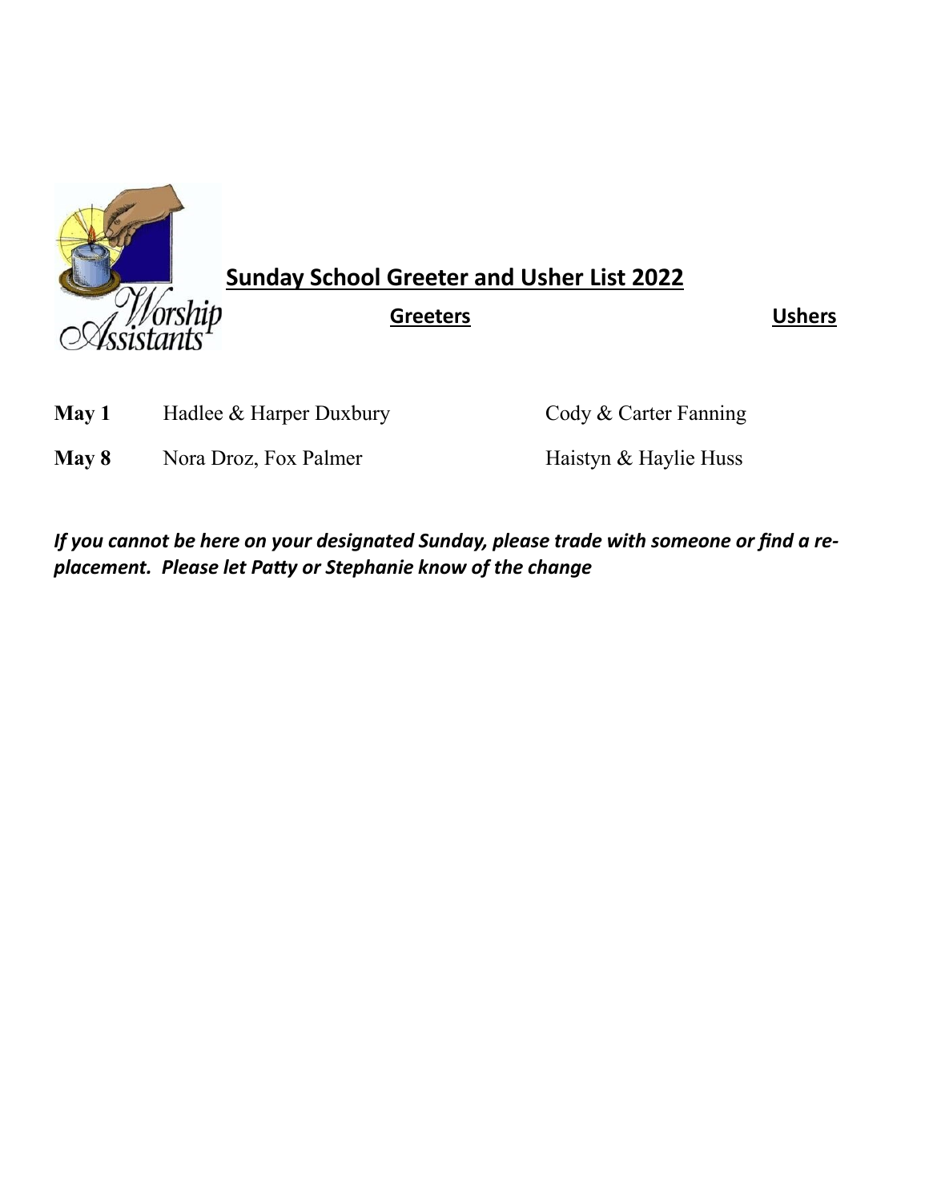## Sunday School Greeter and Usher List 2022

| | Greeters | Ushers |
|---|---|---|
| **May 1** | Hadlee & Harper Duxbury | Cody & Carter Fanning |
| **May 8** | Nora Droz, Fox Palmer | Haistyn & Haylie Huss |

***If you cannot be here on your designated Sunday, please trade with someone or find a replacement. Please let Patty or Stephanie know of the change***